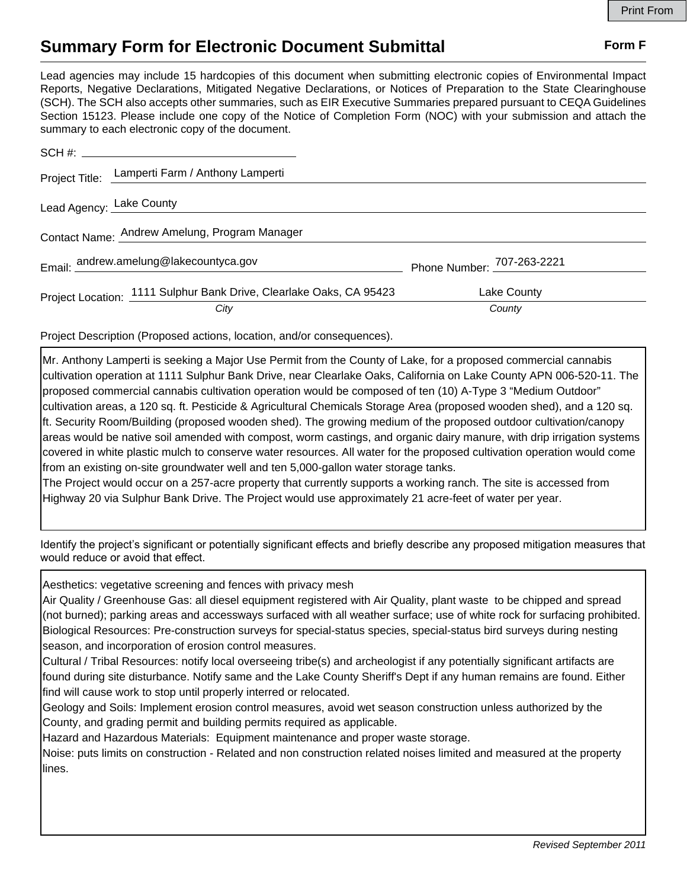# Summary Form for Electronic Document Submittal

**Form F**

Lead agencies may include 15 hardcopies of this document when submitting electronic copies of Environmental Impact Reports, Negative Declarations, Mitigated Negative Declarations, or Notices of Preparation to the State Clearinghouse (SCH). The SCH also accepts other summaries, such as EIR Executive Summaries prepared pursuant to CEQA Guidelines Section 15123. Please include one copy of the Notice of Completion Form (NOC) with your submission and attach the summary to each electronic copy of the document.

SCH #:

Project Title: Lamperti Farm / Anthony Lamperti

Lead Agency: Lake County

Contact Name: Andrew Amelung, Program Manager

Email: andrew.amelung@lakecountyca.gov

Phone Number: 707-263-2221

Project Location: 1111 Sulphur Bank Drive, Clearlake Oaks, CA 95423 (*City*) — Lake County (*County*)

Project Description (Proposed actions, location, and/or consequences).

Mr. Anthony Lamperti is seeking a Major Use Permit from the County of Lake, for a proposed commercial cannabis cultivation operation at 1111 Sulphur Bank Drive, near Clearlake Oaks, California on Lake County APN 006-520-11. The proposed commercial cannabis cultivation operation would be composed of ten (10) A-Type 3 “Medium Outdoor” cultivation areas, a 120 sq. ft. Pesticide & Agricultural Chemicals Storage Area (proposed wooden shed), and a 120 sq. ft. Security Room/Building (proposed wooden shed). The growing medium of the proposed outdoor cultivation/canopy areas would be native soil amended with compost, worm castings, and organic dairy manure, with drip irrigation systems covered in white plastic mulch to conserve water resources. All water for the proposed cultivation operation would come from an existing on-site groundwater well and ten 5,000-gallon water storage tanks.

The Project would occur on a 257-acre property that currently supports a working ranch. The site is accessed from Highway 20 via Sulphur Bank Drive. The Project would use approximately 21 acre-feet of water per year.

Identify the project’s significant or potentially significant effects and briefly describe any proposed mitigation measures that would reduce or avoid that effect.

Aesthetics: vegetative screening and fences with privacy mesh

Air Quality / Greenhouse Gas: all diesel equipment registered with Air Quality, plant waste to be chipped and spread (not burned); parking areas and accessways surfaced with all weather surface; use of white rock for surfacing prohibited.

Biological Resources: Pre-construction surveys for special-status species, special-status bird surveys during nesting season, and incorporation of erosion control measures.

Cultural / Tribal Resources: notify local overseeing tribe(s) and archeologist if any potentially significant artifacts are found during site disturbance. Notify same and the Lake County Sheriff's Dept if any human remains are found. Either find will cause work to stop until properly interred or relocated.

Geology and Soils: Implement erosion control measures, avoid wet season construction unless authorized by the County, and grading permit and building permits required as applicable.

Hazard and Hazardous Materials: Equipment maintenance and proper waste storage.

Noise: puts limits on construction - Related and non construction related noises limited and measured at the property lines.

*Revised September 2011*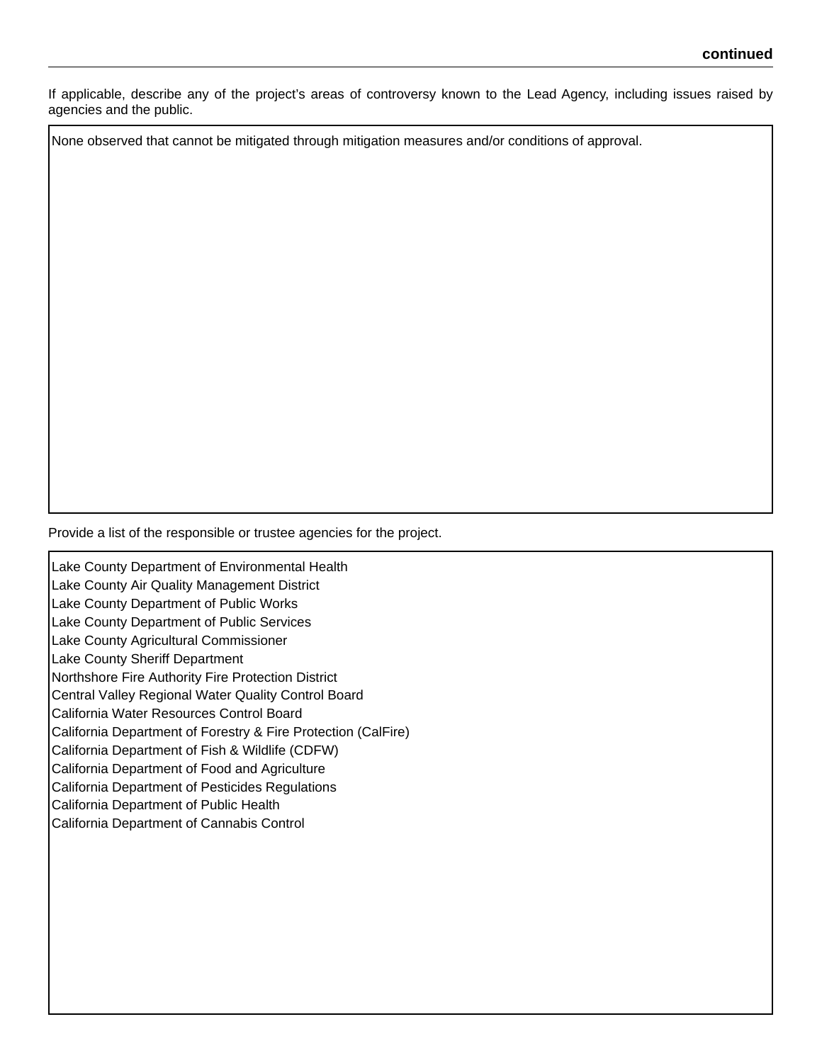**continued**

If applicable, describe any of the project's areas of controversy known to the Lead Agency, including issues raised by agencies and the public.

None observed that cannot be mitigated through mitigation measures and/or conditions of approval.

Provide a list of the responsible or trustee agencies for the project.

Lake County Department of Environmental Health
Lake County Air Quality Management District
Lake County Department of Public Works
Lake County Department of Public Services
Lake County Agricultural Commissioner
Lake County Sheriff Department
Northshore Fire Authority Fire Protection District
Central Valley Regional Water Quality Control Board
California Water Resources Control Board
California Department of Forestry & Fire Protection (CalFire)
California Department of Fish & Wildlife (CDFW)
California Department of Food and Agriculture
California Department of Pesticides Regulations
California Department of Public Health
California Department of Cannabis Control